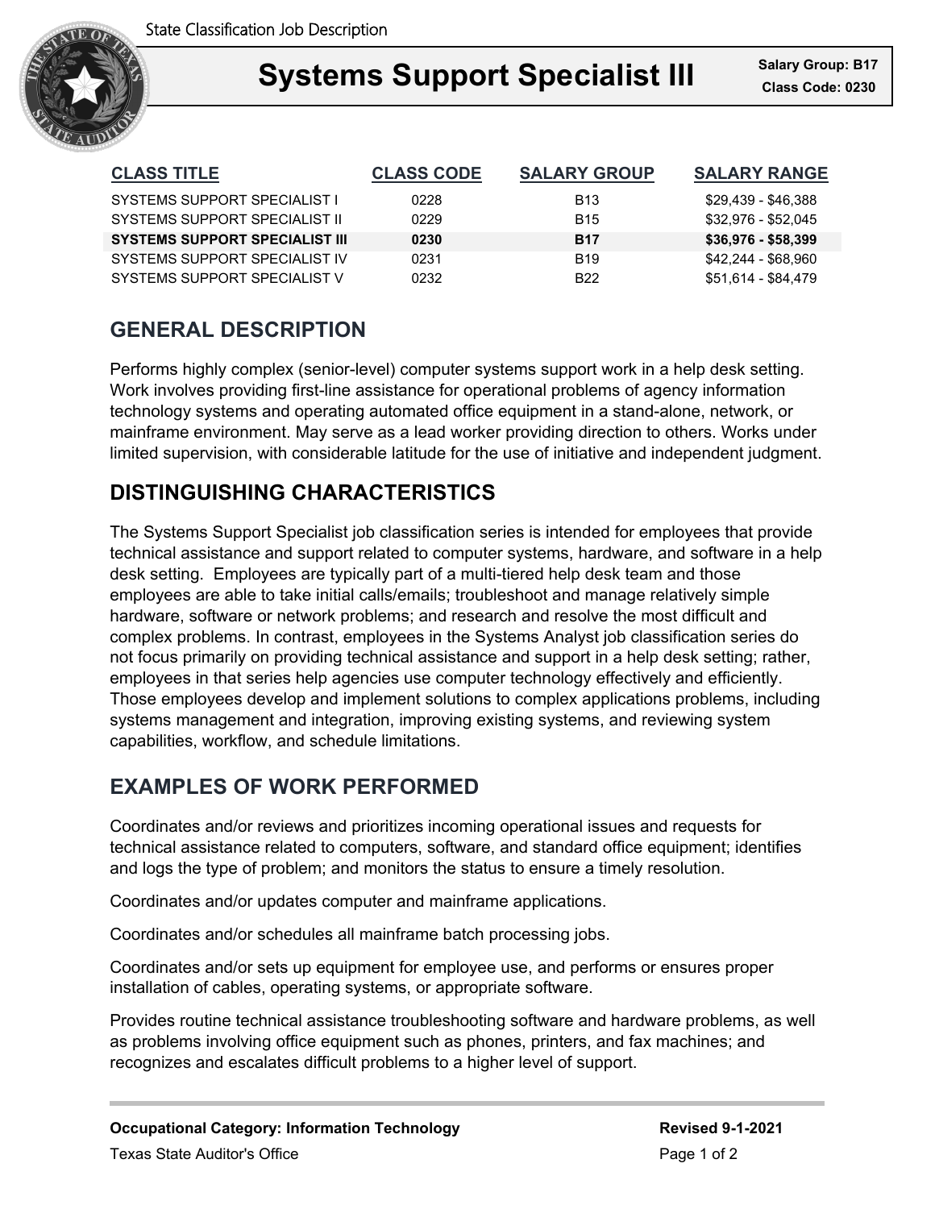State Classification Job Description

# Systems Support Specialist III

**Salary Group: B17**
**Class Code: 0230**

| CLASS TITLE | CLASS CODE | SALARY GROUP | SALARY RANGE |
|---|---|---|---|
| SYSTEMS SUPPORT SPECIALIST I | 0228 | B13 | $29,439 - $46,388 |
| SYSTEMS SUPPORT SPECIALIST II | 0229 | B15 | $32,976 - $52,045 |
| **SYSTEMS SUPPORT SPECIALIST III** | **0230** | **B17** | **$36,976 - $58,399** |
| SYSTEMS SUPPORT SPECIALIST IV | 0231 | B19 | $42,244 - $68,960 |
| SYSTEMS SUPPORT SPECIALIST V | 0232 | B22 | $51,614 - $84,479 |

## GENERAL DESCRIPTION

Performs highly complex (senior-level) computer systems support work in a help desk setting. Work involves providing first-line assistance for operational problems of agency information technology systems and operating automated office equipment in a stand-alone, network, or mainframe environment. May serve as a lead worker providing direction to others. Works under limited supervision, with considerable latitude for the use of initiative and independent judgment.

## DISTINGUISHING CHARACTERISTICS

The Systems Support Specialist job classification series is intended for employees that provide technical assistance and support related to computer systems, hardware, and software in a help desk setting. Employees are typically part of a multi-tiered help desk team and those employees are able to take initial calls/emails; troubleshoot and manage relatively simple hardware, software or network problems; and research and resolve the most difficult and complex problems. In contrast, employees in the Systems Analyst job classification series do not focus primarily on providing technical assistance and support in a help desk setting; rather, employees in that series help agencies use computer technology effectively and efficiently. Those employees develop and implement solutions to complex applications problems, including systems management and integration, improving existing systems, and reviewing system capabilities, workflow, and schedule limitations.

## EXAMPLES OF WORK PERFORMED

Coordinates and/or reviews and prioritizes incoming operational issues and requests for technical assistance related to computers, software, and standard office equipment; identifies and logs the type of problem; and monitors the status to ensure a timely resolution.

Coordinates and/or updates computer and mainframe applications.

Coordinates and/or schedules all mainframe batch processing jobs.

Coordinates and/or sets up equipment for employee use, and performs or ensures proper installation of cables, operating systems, or appropriate software.

Provides routine technical assistance troubleshooting software and hardware problems, as well as problems involving office equipment such as phones, printers, and fax machines; and recognizes and escalates difficult problems to a higher level of support.

**Occupational Category: Information Technology**
**Revised 9-1-2021**
Texas State Auditor's Office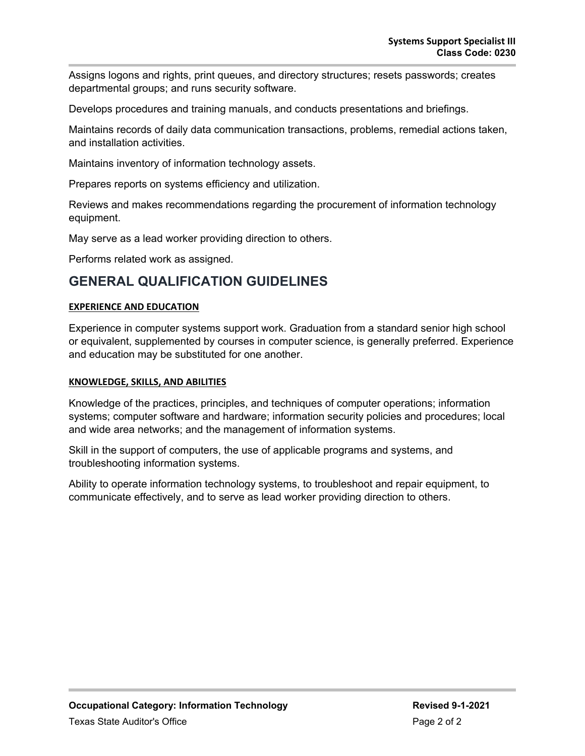Assigns logons and rights, print queues, and directory structures; resets passwords; creates departmental groups; and runs security software.

Develops procedures and training manuals, and conducts presentations and briefings.

Maintains records of daily data communication transactions, problems, remedial actions taken, and installation activities.

Maintains inventory of information technology assets.

Prepares reports on systems efficiency and utilization.

Reviews and makes recommendations regarding the procurement of information technology equipment.

May serve as a lead worker providing direction to others.

Performs related work as assigned.

## GENERAL QUALIFICATION GUIDELINES

### EXPERIENCE AND EDUCATION

Experience in computer systems support work. Graduation from a standard senior high school or equivalent, supplemented by courses in computer science, is generally preferred. Experience and education may be substituted for one another.

### KNOWLEDGE, SKILLS, AND ABILITIES

Knowledge of the practices, principles, and techniques of computer operations; information systems; computer software and hardware; information security policies and procedures; local and wide area networks; and the management of information systems.

Skill in the support of computers, the use of applicable programs and systems, and troubleshooting information systems.

Ability to operate information technology systems, to troubleshoot and repair equipment, to communicate effectively, and to serve as lead worker providing direction to others.